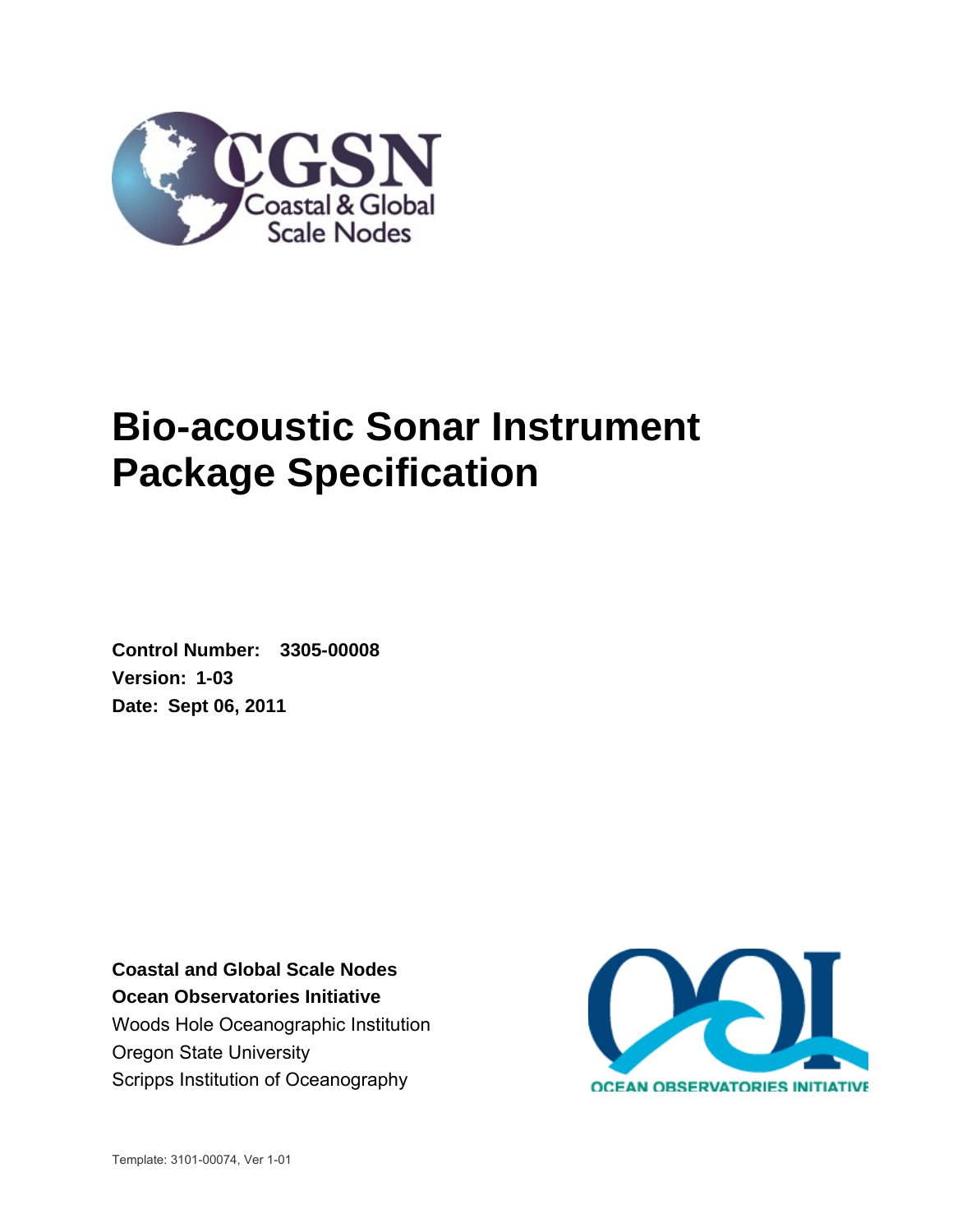# Bio-acoustic Sonar Instrument Package Specification

**Control Number: 3305-00008**
**Version: 1-03**
**Date: Sept 06, 2011**

**Coastal and Global Scale Nodes**
**Ocean Observatories Initiative**
Woods Hole Oceanographic Institution
Oregon State University
Scripps Institution of Oceanography

Template: 3101-00074, Ver 1-01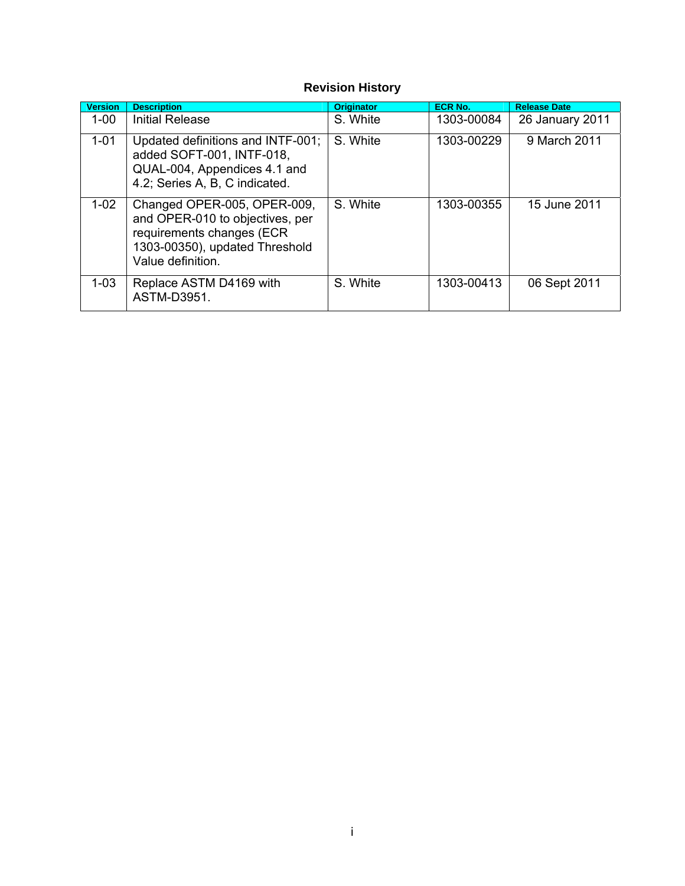## Revision History

| Version | Description | Originator | ECR No. | Release Date |
|---|---|---|---|---|
| 1-00 | Initial Release | S. White | 1303-00084 | 26 January 2011 |
| 1-01 | Updated definitions and INTF-001; added SOFT-001, INTF-018, QUAL-004, Appendices 4.1 and 4.2; Series A, B, C indicated. | S. White | 1303-00229 | 9 March 2011 |
| 1-02 | Changed OPER-005, OPER-009, and OPER-010 to objectives, per requirements changes (ECR 1303-00350), updated Threshold Value definition. | S. White | 1303-00355 | 15 June 2011 |
| 1-03 | Replace ASTM D4169 with ASTM-D3951. | S. White | 1303-00413 | 06 Sept 2011 |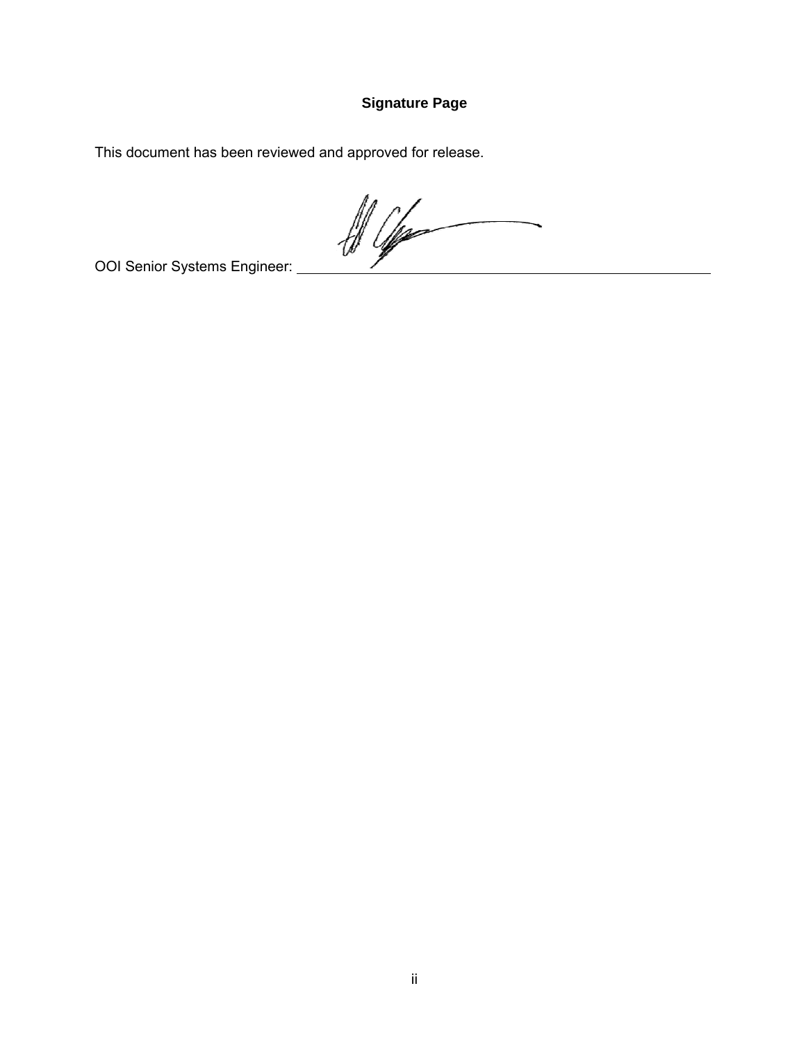**Signature Page**

This document has been reviewed and approved for release.

OOI Senior Systems Engineer: \_\_\_\_\_\_\_\_\_\_\_\_\_\_\_\_\_\_\_\_\_\_\_\_\_\_\_\_\_\_\_\_\_\_\_\_\_\_\_\_\_\_\_\_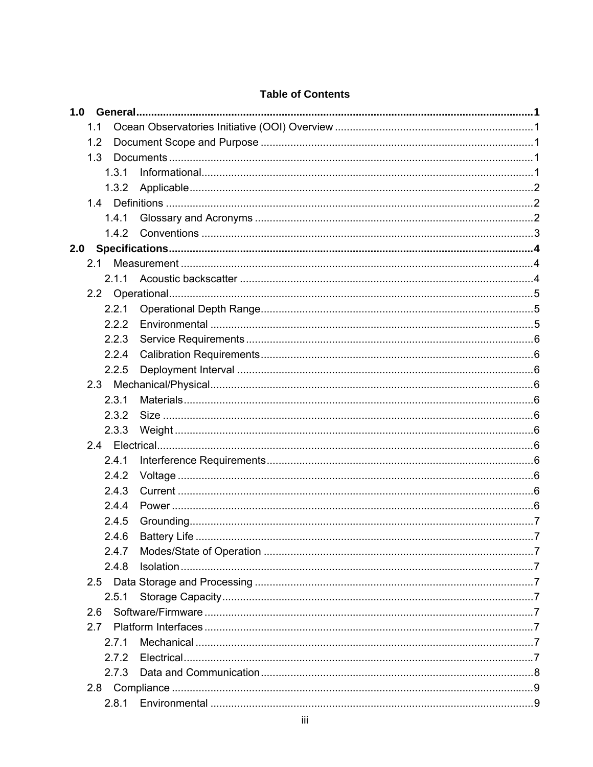**Table of Contents**

**1.0 General** ..... **1**

- 1.1 Ocean Observatories Initiative (OOI) Overview ..... 1
- 1.2 Document Scope and Purpose ..... 1
- 1.3 Documents ..... 1
  - 1.3.1 Informational ..... 1
  - 1.3.2 Applicable ..... 2
- 1.4 Definitions ..... 2
  - 1.4.1 Glossary and Acronyms ..... 2
  - 1.4.2 Conventions ..... 3

**2.0 Specifications** ..... **4**

- 2.1 Measurement ..... 4
  - 2.1.1 Acoustic backscatter ..... 4
- 2.2 Operational ..... 5
  - 2.2.1 Operational Depth Range ..... 5
  - 2.2.2 Environmental ..... 5
  - 2.2.3 Service Requirements ..... 6
  - 2.2.4 Calibration Requirements ..... 6
  - 2.2.5 Deployment Interval ..... 6
- 2.3 Mechanical/Physical ..... 6
  - 2.3.1 Materials ..... 6
  - 2.3.2 Size ..... 6
  - 2.3.3 Weight ..... 6
- 2.4 Electrical ..... 6
  - 2.4.1 Interference Requirements ..... 6
  - 2.4.2 Voltage ..... 6
  - 2.4.3 Current ..... 6
  - 2.4.4 Power ..... 6
  - 2.4.5 Grounding ..... 7
  - 2.4.6 Battery Life ..... 7
  - 2.4.7 Modes/State of Operation ..... 7
  - 2.4.8 Isolation ..... 7
- 2.5 Data Storage and Processing ..... 7
  - 2.5.1 Storage Capacity ..... 7
- 2.6 Software/Firmware ..... 7
- 2.7 Platform Interfaces ..... 7
  - 2.7.1 Mechanical ..... 7
  - 2.7.2 Electrical ..... 7
  - 2.7.3 Data and Communication ..... 8
- 2.8 Compliance ..... 9
  - 2.8.1 Environmental ..... 9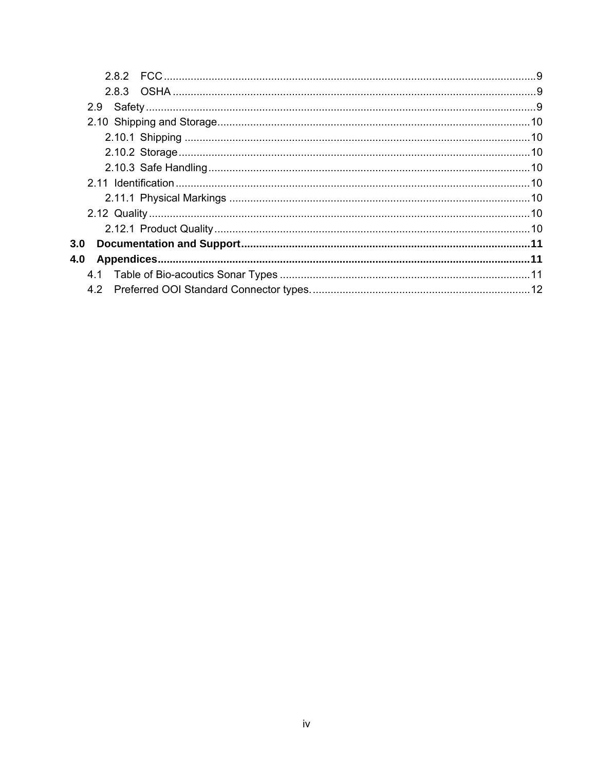2.8.2 FCC ....... 9
2.8.3 OSHA ....... 9
2.9 Safety ....... 9
2.10 Shipping and Storage ....... 10
2.10.1 Shipping ....... 10
2.10.2 Storage ....... 10
2.10.3 Safe Handling ....... 10
2.11 Identification ....... 10
2.11.1 Physical Markings ....... 10
2.12 Quality ....... 10
2.12.1 Product Quality ....... 10

**3.0 Documentation and Support ....... 11**

**4.0 Appendices ....... 11**

4.1 Table of Bio-acoutics Sonar Types ....... 11
4.2 Preferred OOI Standard Connector types. ....... 12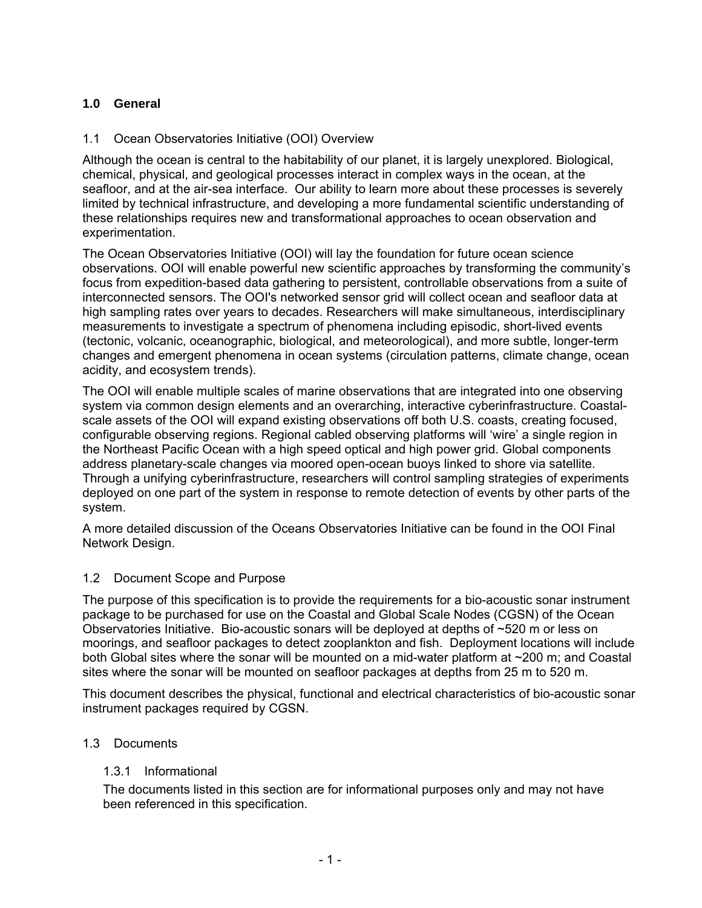## 1.0 General

### 1.1 Ocean Observatories Initiative (OOI) Overview

Although the ocean is central to the habitability of our planet, it is largely unexplored. Biological, chemical, physical, and geological processes interact in complex ways in the ocean, at the seafloor, and at the air-sea interface. Our ability to learn more about these processes is severely limited by technical infrastructure, and developing a more fundamental scientific understanding of these relationships requires new and transformational approaches to ocean observation and experimentation.

The Ocean Observatories Initiative (OOI) will lay the foundation for future ocean science observations. OOI will enable powerful new scientific approaches by transforming the community's focus from expedition-based data gathering to persistent, controllable observations from a suite of interconnected sensors. The OOI's networked sensor grid will collect ocean and seafloor data at high sampling rates over years to decades. Researchers will make simultaneous, interdisciplinary measurements to investigate a spectrum of phenomena including episodic, short-lived events (tectonic, volcanic, oceanographic, biological, and meteorological), and more subtle, longer-term changes and emergent phenomena in ocean systems (circulation patterns, climate change, ocean acidity, and ecosystem trends).

The OOI will enable multiple scales of marine observations that are integrated into one observing system via common design elements and an overarching, interactive cyberinfrastructure. Coastal-scale assets of the OOI will expand existing observations off both U.S. coasts, creating focused, configurable observing regions. Regional cabled observing platforms will 'wire' a single region in the Northeast Pacific Ocean with a high speed optical and high power grid. Global components address planetary-scale changes via moored open-ocean buoys linked to shore via satellite. Through a unifying cyberinfrastructure, researchers will control sampling strategies of experiments deployed on one part of the system in response to remote detection of events by other parts of the system.

A more detailed discussion of the Oceans Observatories Initiative can be found in the OOI Final Network Design.

### 1.2 Document Scope and Purpose

The purpose of this specification is to provide the requirements for a bio-acoustic sonar instrument package to be purchased for use on the Coastal and Global Scale Nodes (CGSN) of the Ocean Observatories Initiative. Bio-acoustic sonars will be deployed at depths of ~520 m or less on moorings, and seafloor packages to detect zooplankton and fish. Deployment locations will include both Global sites where the sonar will be mounted on a mid-water platform at ~200 m; and Coastal sites where the sonar will be mounted on seafloor packages at depths from 25 m to 520 m.

This document describes the physical, functional and electrical characteristics of bio-acoustic sonar instrument packages required by CGSN.

### 1.3 Documents

#### 1.3.1 Informational

The documents listed in this section are for informational purposes only and may not have been referenced in this specification.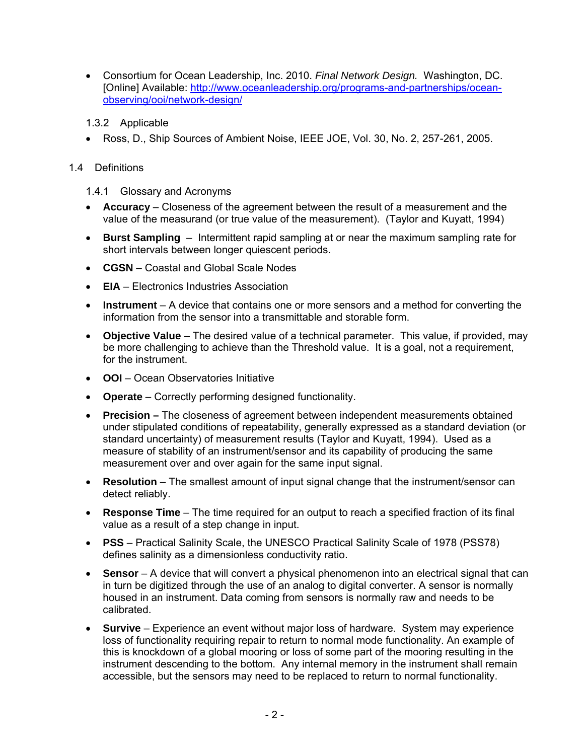- Consortium for Ocean Leadership, Inc. 2010. *Final Network Design.* Washington, DC. [Online] Available: http://www.oceanleadership.org/programs-and-partnerships/ocean-observing/ooi/network-design/

### 1.3.2 Applicable

- Ross, D., Ship Sources of Ambient Noise, IEEE JOE, Vol. 30, No. 2, 257-261, 2005.

## 1.4 Definitions

### 1.4.1 Glossary and Acronyms

- **Accuracy** – Closeness of the agreement between the result of a measurement and the value of the measurand (or true value of the measurement). (Taylor and Kuyatt, 1994)
- **Burst Sampling** – Intermittent rapid sampling at or near the maximum sampling rate for short intervals between longer quiescent periods.
- **CGSN** – Coastal and Global Scale Nodes
- **EIA** – Electronics Industries Association
- **Instrument** – A device that contains one or more sensors and a method for converting the information from the sensor into a transmittable and storable form.
- **Objective Value** – The desired value of a technical parameter. This value, if provided, may be more challenging to achieve than the Threshold value. It is a goal, not a requirement, for the instrument.
- **OOI** – Ocean Observatories Initiative
- **Operate** – Correctly performing designed functionality.
- **Precision –** The closeness of agreement between independent measurements obtained under stipulated conditions of repeatability, generally expressed as a standard deviation (or standard uncertainty) of measurement results (Taylor and Kuyatt, 1994). Used as a measure of stability of an instrument/sensor and its capability of producing the same measurement over and over again for the same input signal.
- **Resolution** – The smallest amount of input signal change that the instrument/sensor can detect reliably.
- **Response Time** – The time required for an output to reach a specified fraction of its final value as a result of a step change in input.
- **PSS** – Practical Salinity Scale, the UNESCO Practical Salinity Scale of 1978 (PSS78) defines salinity as a dimensionless conductivity ratio.
- **Sensor** – A device that will convert a physical phenomenon into an electrical signal that can in turn be digitized through the use of an analog to digital converter. A sensor is normally housed in an instrument. Data coming from sensors is normally raw and needs to be calibrated.
- **Survive** – Experience an event without major loss of hardware. System may experience loss of functionality requiring repair to return to normal mode functionality. An example of this is knockdown of a global mooring or loss of some part of the mooring resulting in the instrument descending to the bottom. Any internal memory in the instrument shall remain accessible, but the sensors may need to be replaced to return to normal functionality.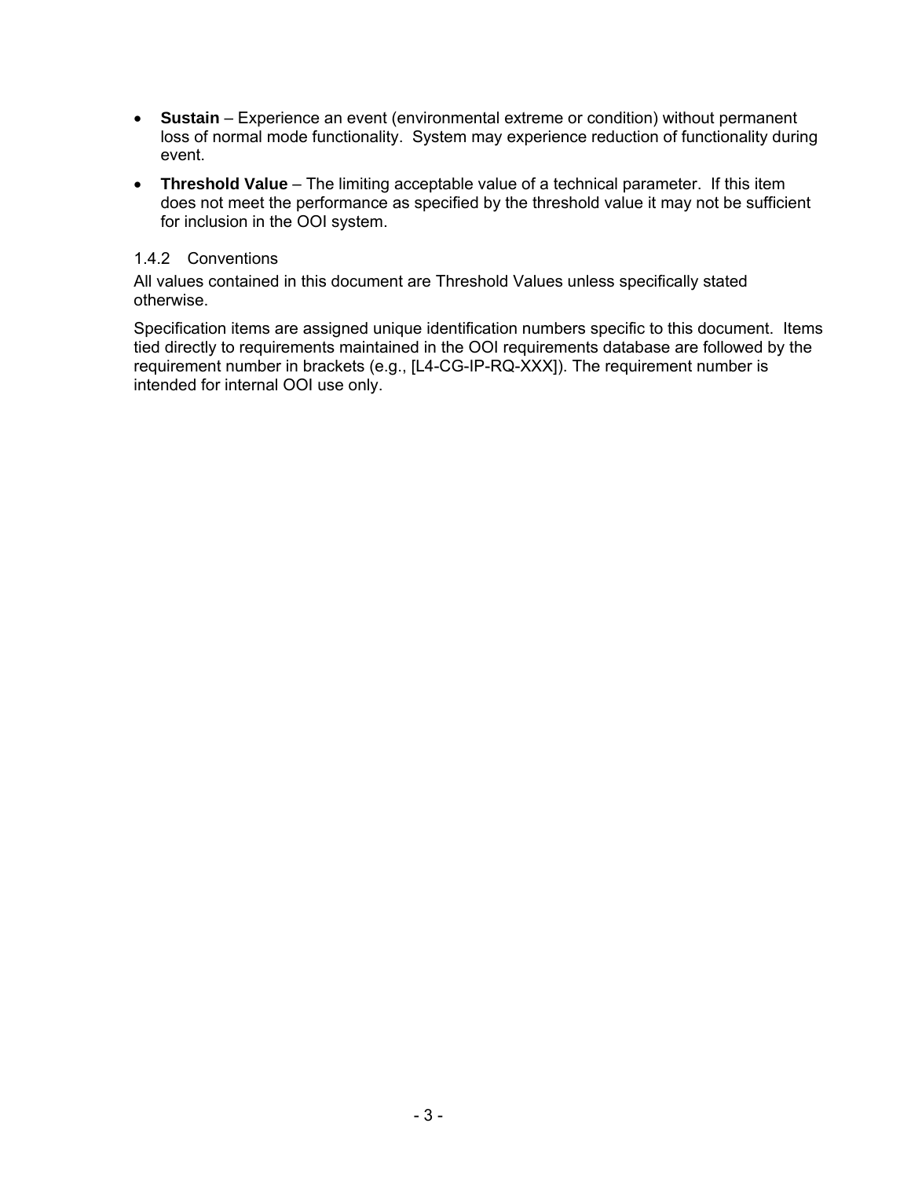- **Sustain** – Experience an event (environmental extreme or condition) without permanent loss of normal mode functionality. System may experience reduction of functionality during event.
- **Threshold Value** – The limiting acceptable value of a technical parameter. If this item does not meet the performance as specified by the threshold value it may not be sufficient for inclusion in the OOI system.

### 1.4.2 Conventions

All values contained in this document are Threshold Values unless specifically stated otherwise.

Specification items are assigned unique identification numbers specific to this document. Items tied directly to requirements maintained in the OOI requirements database are followed by the requirement number in brackets (e.g., [L4-CG-IP-RQ-XXX]). The requirement number is intended for internal OOI use only.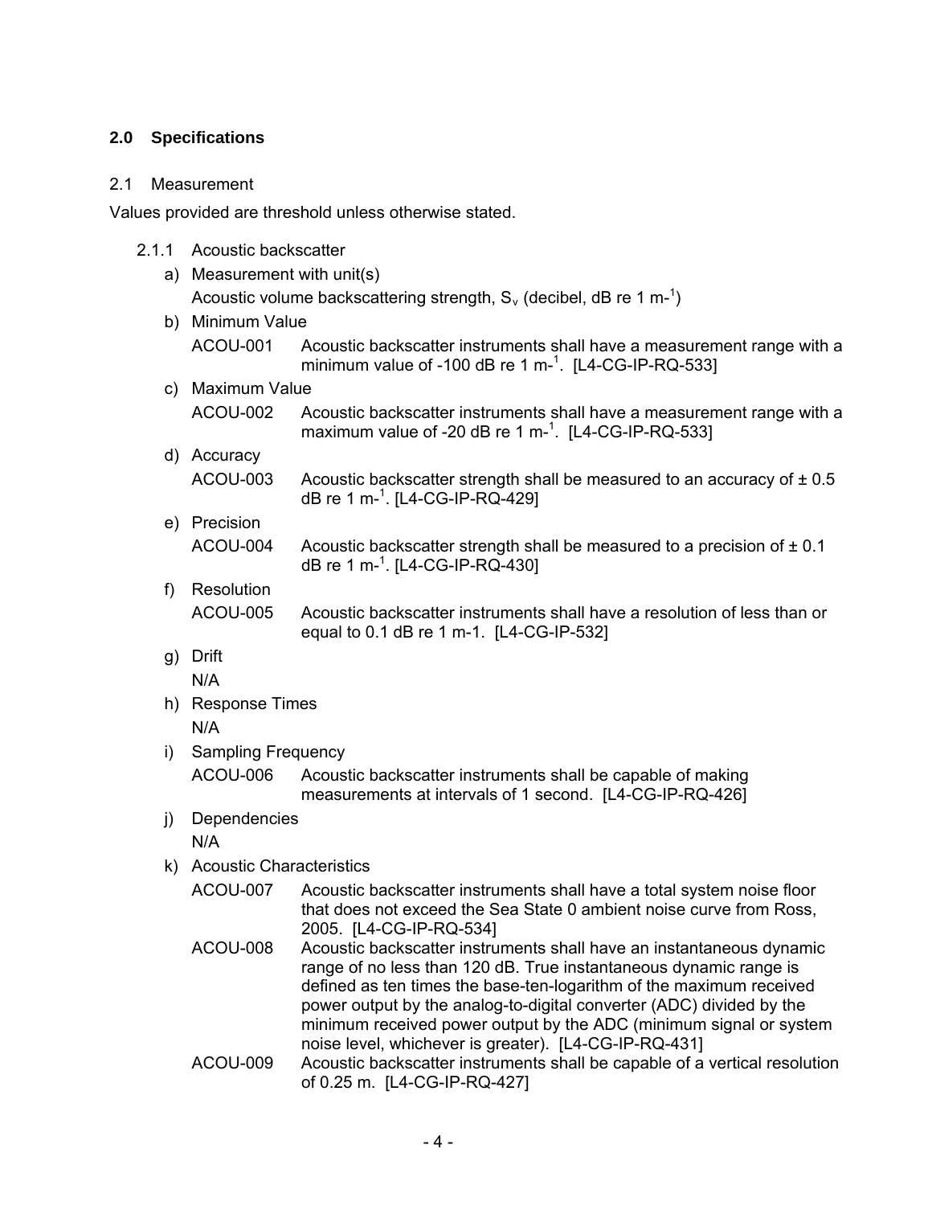## 2.0 Specifications

### 2.1 Measurement

Values provided are threshold unless otherwise stated.

#### 2.1.1 Acoustic backscatter

a) Measurement with unit(s)

Acoustic volume backscattering strength, $S_v$ (decibel, dB re 1 m-$^{1}$)

b) Minimum Value

ACOU-001 Acoustic backscatter instruments shall have a measurement range with a minimum value of -100 dB re 1 m-$^{1}$. [L4-CG-IP-RQ-533]

c) Maximum Value

ACOU-002 Acoustic backscatter instruments shall have a measurement range with a maximum value of -20 dB re 1 m-$^{1}$. [L4-CG-IP-RQ-533]

d) Accuracy

ACOU-003 Acoustic backscatter strength shall be measured to an accuracy of ± 0.5 dB re 1 m-$^{1}$. [L4-CG-IP-RQ-429]

e) Precision

ACOU-004 Acoustic backscatter strength shall be measured to a precision of ± 0.1 dB re 1 m-$^{1}$. [L4-CG-IP-RQ-430]

f) Resolution

ACOU-005 Acoustic backscatter instruments shall have a resolution of less than or equal to 0.1 dB re 1 m-1. [L4-CG-IP-532]

g) Drift

N/A

h) Response Times

N/A

i) Sampling Frequency

ACOU-006 Acoustic backscatter instruments shall be capable of making measurements at intervals of 1 second. [L4-CG-IP-RQ-426]

j) Dependencies

N/A

k) Acoustic Characteristics

ACOU-007 Acoustic backscatter instruments shall have a total system noise floor that does not exceed the Sea State 0 ambient noise curve from Ross, 2005. [L4-CG-IP-RQ-534]

ACOU-008 Acoustic backscatter instruments shall have an instantaneous dynamic range of no less than 120 dB. True instantaneous dynamic range is defined as ten times the base-ten-logarithm of the maximum received power output by the analog-to-digital converter (ADC) divided by the minimum received power output by the ADC (minimum signal or system noise level, whichever is greater). [L4-CG-IP-RQ-431]

ACOU-009 Acoustic backscatter instruments shall be capable of a vertical resolution of 0.25 m. [L4-CG-IP-RQ-427]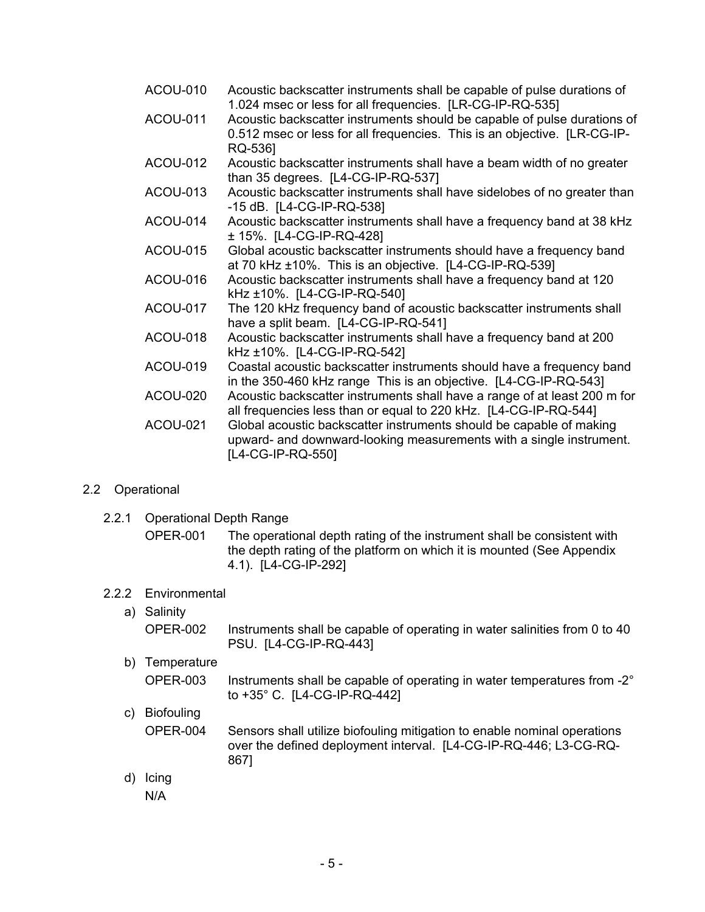| | |
|---|---|
| ACOU-010 | Acoustic backscatter instruments shall be capable of pulse durations of 1.024 msec or less for all frequencies. [LR-CG-IP-RQ-535] |
| ACOU-011 | Acoustic backscatter instruments should be capable of pulse durations of 0.512 msec or less for all frequencies. This is an objective. [LR-CG-IP-RQ-536] |
| ACOU-012 | Acoustic backscatter instruments shall have a beam width of no greater than 35 degrees. [L4-CG-IP-RQ-537] |
| ACOU-013 | Acoustic backscatter instruments shall have sidelobes of no greater than -15 dB. [L4-CG-IP-RQ-538] |
| ACOU-014 | Acoustic backscatter instruments shall have a frequency band at 38 kHz ± 15%. [L4-CG-IP-RQ-428] |
| ACOU-015 | Global acoustic backscatter instruments should have a frequency band at 70 kHz ±10%. This is an objective. [L4-CG-IP-RQ-539] |
| ACOU-016 | Acoustic backscatter instruments shall have a frequency band at 120 kHz ±10%. [L4-CG-IP-RQ-540] |
| ACOU-017 | The 120 kHz frequency band of acoustic backscatter instruments shall have a split beam. [L4-CG-IP-RQ-541] |
| ACOU-018 | Acoustic backscatter instruments shall have a frequency band at 200 kHz ±10%. [L4-CG-IP-RQ-542] |
| ACOU-019 | Coastal acoustic backscatter instruments should have a frequency band in the 350-460 kHz range This is an objective. [L4-CG-IP-RQ-543] |
| ACOU-020 | Acoustic backscatter instruments shall have a range of at least 200 m for all frequencies less than or equal to 220 kHz. [L4-CG-IP-RQ-544] |
| ACOU-021 | Global acoustic backscatter instruments should be capable of making upward- and downward-looking measurements with a single instrument. [L4-CG-IP-RQ-550] |

## 2.2 Operational

### 2.2.1 Operational Depth Range

OPER-001 The operational depth rating of the instrument shall be consistent with the depth rating of the platform on which it is mounted (See Appendix 4.1). [L4-CG-IP-292]

### 2.2.2 Environmental

a) Salinity

OPER-002 Instruments shall be capable of operating in water salinities from 0 to 40 PSU. [L4-CG-IP-RQ-443]

b) Temperature

OPER-003 Instruments shall be capable of operating in water temperatures from -2° to +35° C. [L4-CG-IP-RQ-442]

c) Biofouling

OPER-004 Sensors shall utilize biofouling mitigation to enable nominal operations over the defined deployment interval. [L4-CG-IP-RQ-446; L3-CG-RQ-867]

d) Icing

N/A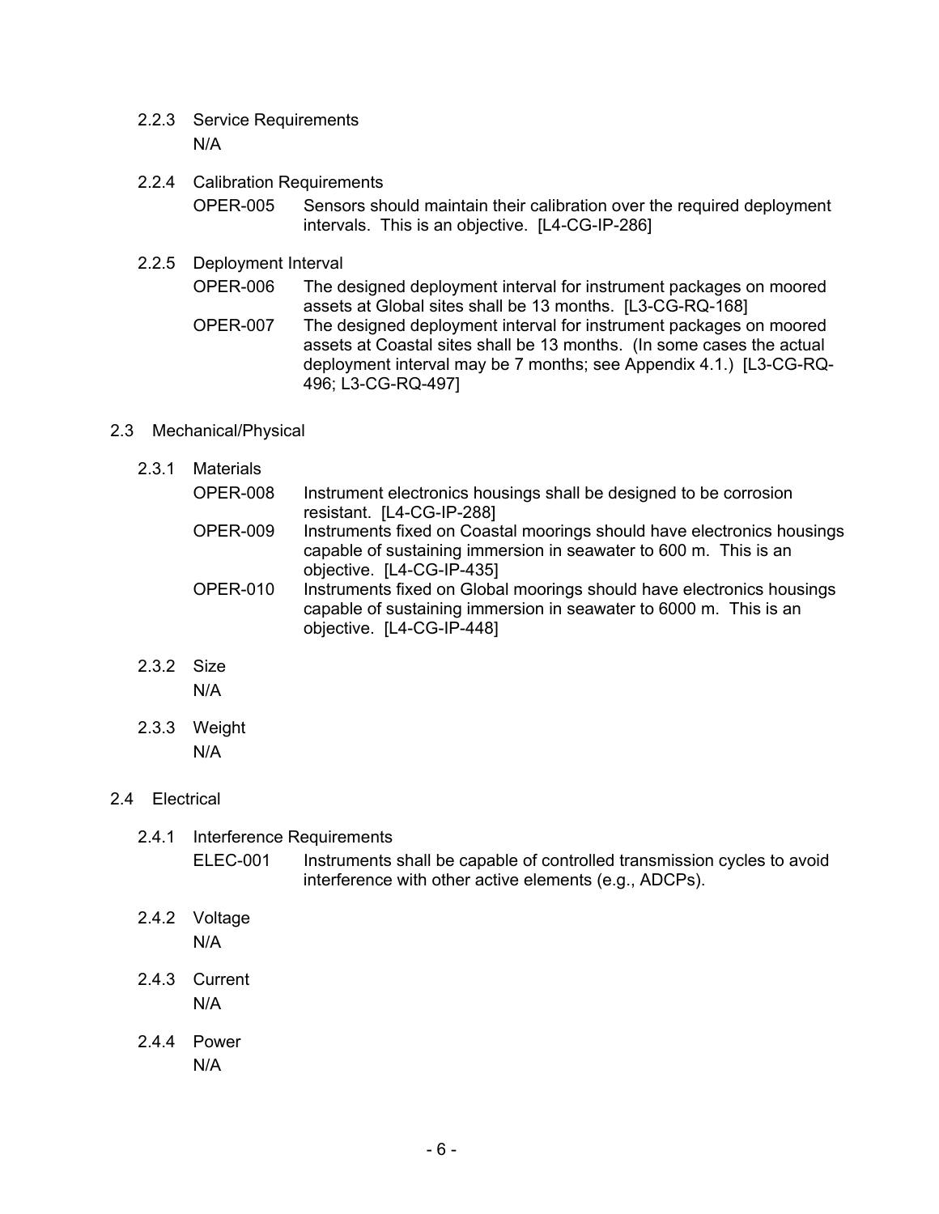#### 2.2.3 Service Requirements

N/A

#### 2.2.4 Calibration Requirements

| | |
|---|---|
| OPER-005 | Sensors should maintain their calibration over the required deployment intervals. This is an objective. [L4-CG-IP-286] |

#### 2.2.5 Deployment Interval

| | |
|---|---|
| OPER-006 | The designed deployment interval for instrument packages on moored assets at Global sites shall be 13 months. [L3-CG-RQ-168] |
| OPER-007 | The designed deployment interval for instrument packages on moored assets at Coastal sites shall be 13 months. (In some cases the actual deployment interval may be 7 months; see Appendix 4.1.) [L3-CG-RQ-496; L3-CG-RQ-497] |

### 2.3 Mechanical/Physical

#### 2.3.1 Materials

| | |
|---|---|
| OPER-008 | Instrument electronics housings shall be designed to be corrosion resistant. [L4-CG-IP-288] |
| OPER-009 | Instruments fixed on Coastal moorings should have electronics housings capable of sustaining immersion in seawater to 600 m. This is an objective. [L4-CG-IP-435] |
| OPER-010 | Instruments fixed on Global moorings should have electronics housings capable of sustaining immersion in seawater to 6000 m. This is an objective. [L4-CG-IP-448] |

#### 2.3.2 Size

N/A

#### 2.3.3 Weight

N/A

### 2.4 Electrical

#### 2.4.1 Interference Requirements

| | |
|---|---|
| ELEC-001 | Instruments shall be capable of controlled transmission cycles to avoid interference with other active elements (e.g., ADCPs). |

#### 2.4.2 Voltage

N/A

#### 2.4.3 Current

N/A

#### 2.4.4 Power

N/A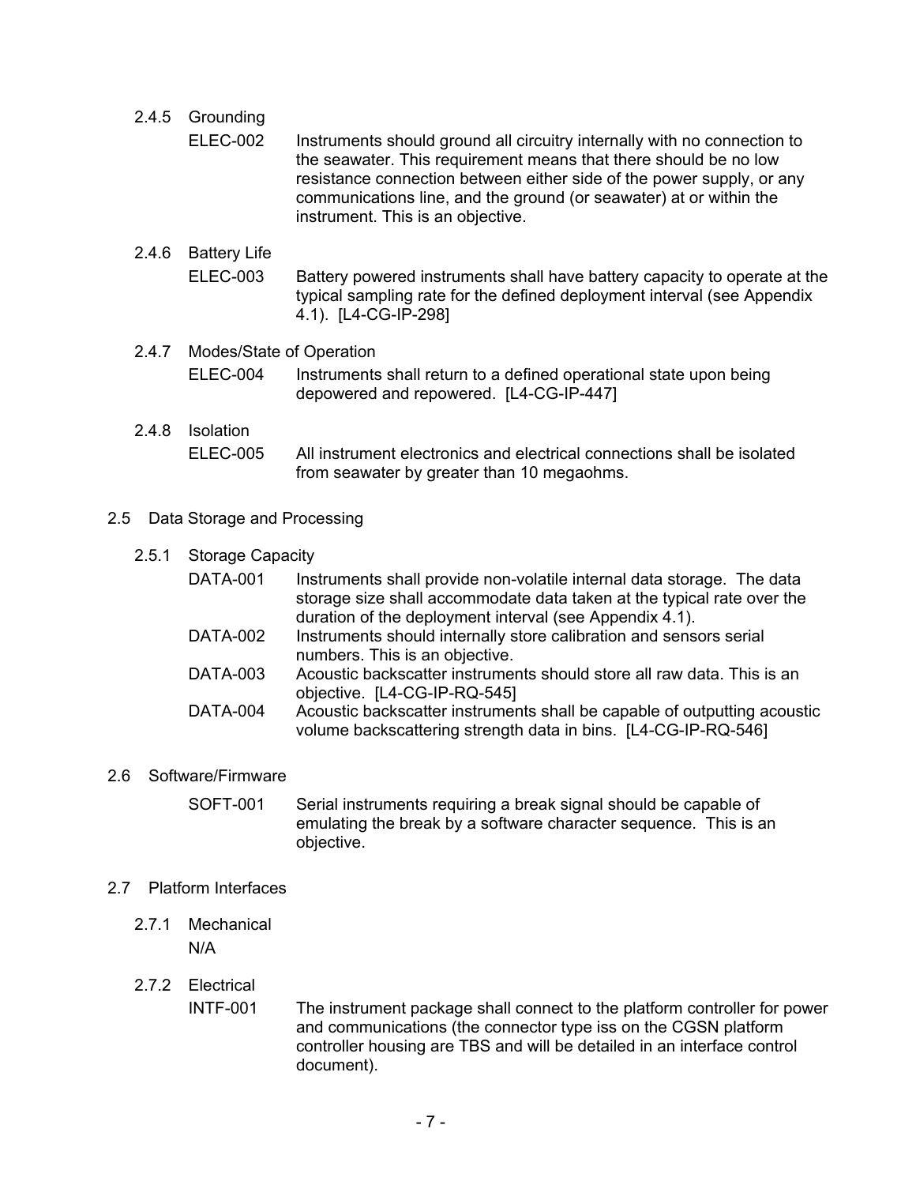#### 2.4.5 Grounding

ELEC-002 Instruments should ground all circuitry internally with no connection to the seawater. This requirement means that there should be no low resistance connection between either side of the power supply, or any communications line, and the ground (or seawater) at or within the instrument. This is an objective.

#### 2.4.6 Battery Life

ELEC-003 Battery powered instruments shall have battery capacity to operate at the typical sampling rate for the defined deployment interval (see Appendix 4.1). [L4-CG-IP-298]

#### 2.4.7 Modes/State of Operation

ELEC-004 Instruments shall return to a defined operational state upon being depowered and repowered. [L4-CG-IP-447]

#### 2.4.8 Isolation

ELEC-005 All instrument electronics and electrical connections shall be isolated from seawater by greater than 10 megaohms.

### 2.5 Data Storage and Processing

#### 2.5.1 Storage Capacity

DATA-001 Instruments shall provide non-volatile internal data storage. The data storage size shall accommodate data taken at the typical rate over the duration of the deployment interval (see Appendix 4.1).

DATA-002 Instruments should internally store calibration and sensors serial numbers. This is an objective.

DATA-003 Acoustic backscatter instruments should store all raw data. This is an objective. [L4-CG-IP-RQ-545]

DATA-004 Acoustic backscatter instruments shall be capable of outputting acoustic volume backscattering strength data in bins. [L4-CG-IP-RQ-546]

### 2.6 Software/Firmware

SOFT-001 Serial instruments requiring a break signal should be capable of emulating the break by a software character sequence. This is an objective.

### 2.7 Platform Interfaces

#### 2.7.1 Mechanical

N/A

#### 2.7.2 Electrical

INTF-001 The instrument package shall connect to the platform controller for power and communications (the connector type iss on the CGSN platform controller housing are TBS and will be detailed in an interface control document).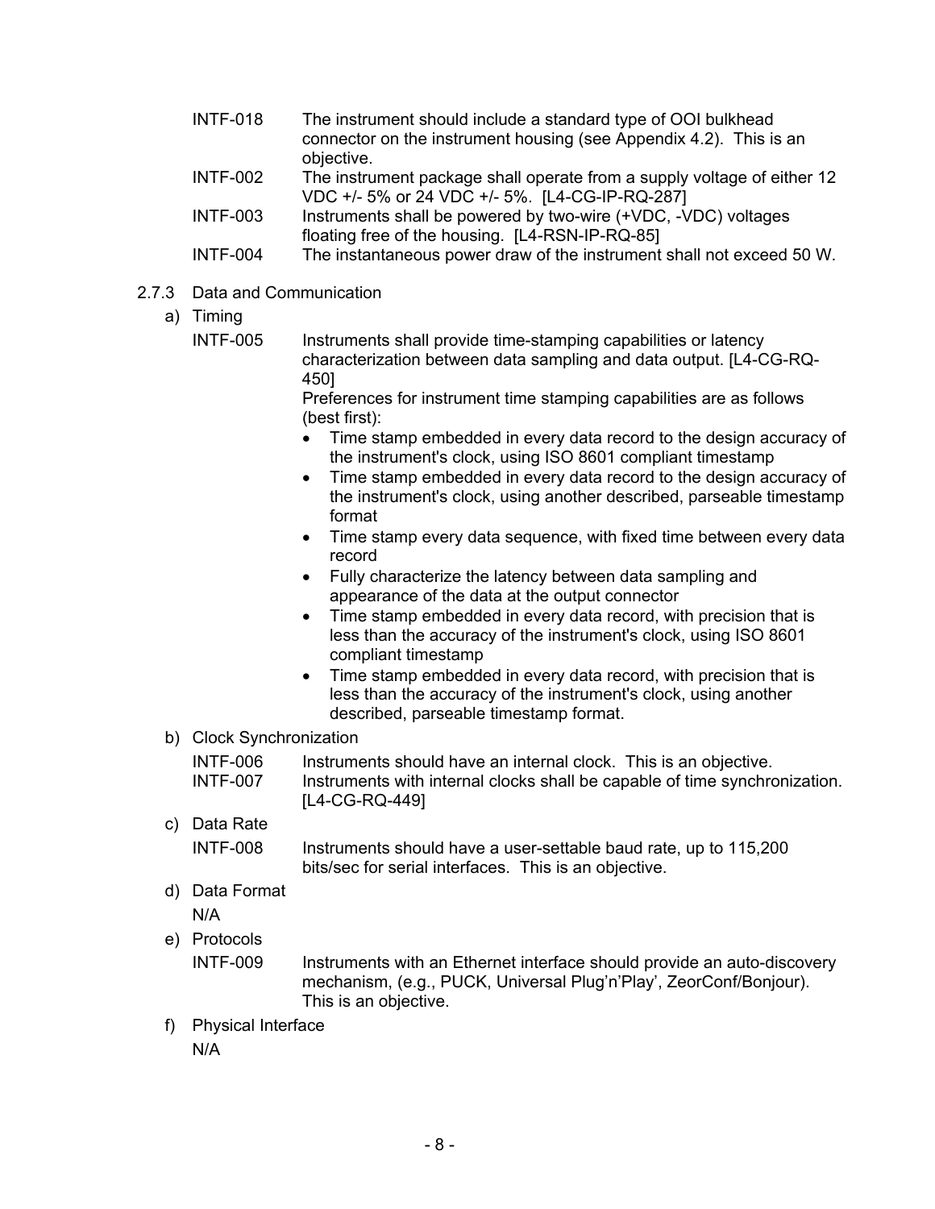INTF-018 The instrument should include a standard type of OOI bulkhead connector on the instrument housing (see Appendix 4.2). This is an objective.

INTF-002 The instrument package shall operate from a supply voltage of either 12 VDC +/- 5% or 24 VDC +/- 5%. [L4-CG-IP-RQ-287]

INTF-003 Instruments shall be powered by two-wire (+VDC, -VDC) voltages floating free of the housing. [L4-RSN-IP-RQ-85]

INTF-004 The instantaneous power draw of the instrument shall not exceed 50 W.

### 2.7.3 Data and Communication

a) Timing

INTF-005 Instruments shall provide time-stamping capabilities or latency characterization between data sampling and data output. [L4-CG-RQ-450]

Preferences for instrument time stamping capabilities are as follows (best first):

- Time stamp embedded in every data record to the design accuracy of the instrument's clock, using ISO 8601 compliant timestamp
- Time stamp embedded in every data record to the design accuracy of the instrument's clock, using another described, parseable timestamp format
- Time stamp every data sequence, with fixed time between every data record
- Fully characterize the latency between data sampling and appearance of the data at the output connector
- Time stamp embedded in every data record, with precision that is less than the accuracy of the instrument's clock, using ISO 8601 compliant timestamp
- Time stamp embedded in every data record, with precision that is less than the accuracy of the instrument's clock, using another described, parseable timestamp format.

b) Clock Synchronization

INTF-006 Instruments should have an internal clock. This is an objective.

INTF-007 Instruments with internal clocks shall be capable of time synchronization. [L4-CG-RQ-449]

c) Data Rate

INTF-008 Instruments should have a user-settable baud rate, up to 115,200 bits/sec for serial interfaces. This is an objective.

d) Data Format

N/A

e) Protocols

INTF-009 Instruments with an Ethernet interface should provide an auto-discovery mechanism, (e.g., PUCK, Universal Plug'n'Play', ZeorConf/Bonjour). This is an objective.

f) Physical Interface

N/A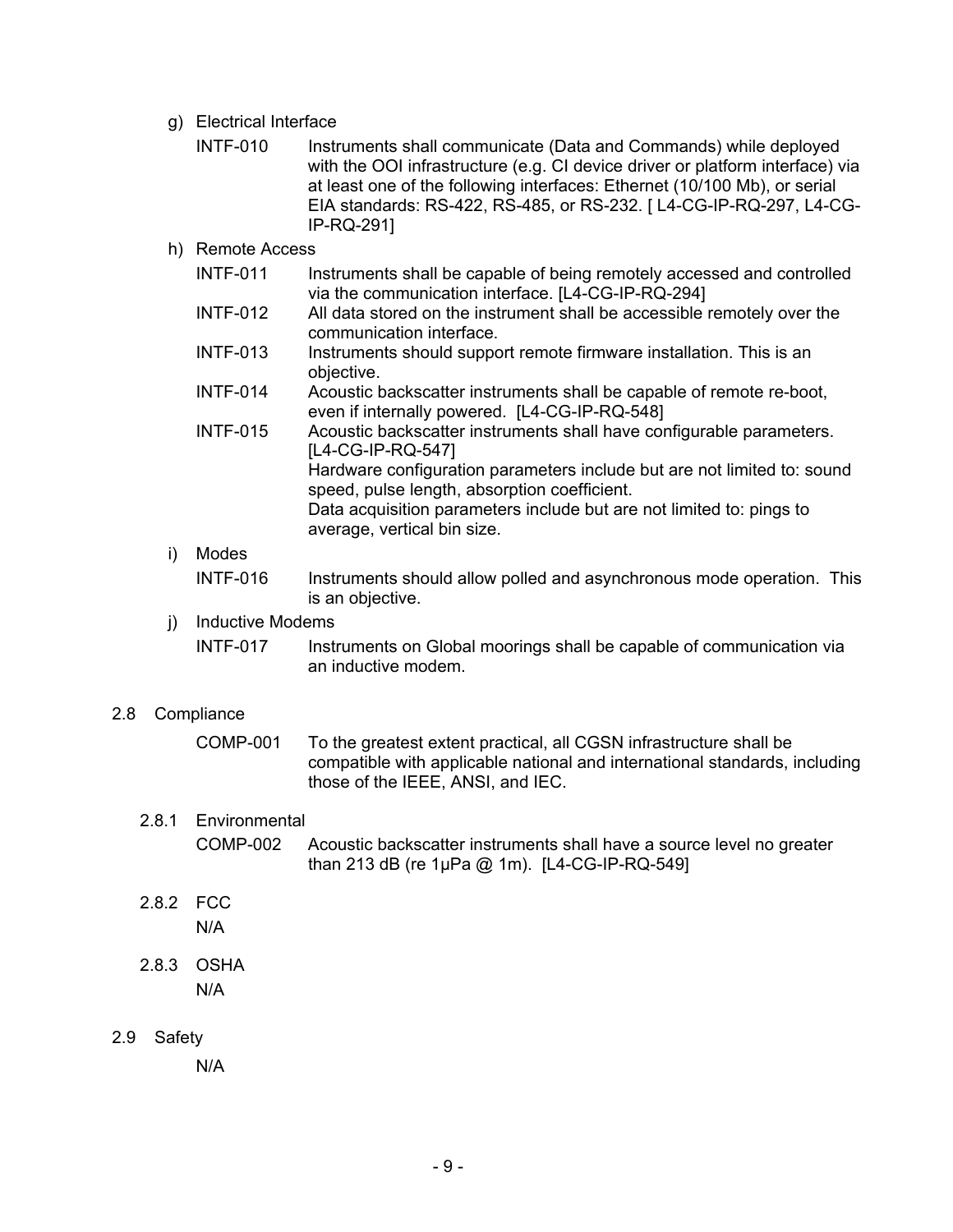g) Electrical Interface

INTF-010 Instruments shall communicate (Data and Commands) while deployed with the OOI infrastructure (e.g. CI device driver or platform interface) via at least one of the following interfaces: Ethernet (10/100 Mb), or serial EIA standards: RS-422, RS-485, or RS-232. [ L4-CG-IP-RQ-297, L4-CG-IP-RQ-291]

h) Remote Access

INTF-011 Instruments shall be capable of being remotely accessed and controlled via the communication interface. [L4-CG-IP-RQ-294]

INTF-012 All data stored on the instrument shall be accessible remotely over the communication interface.

INTF-013 Instruments should support remote firmware installation. This is an objective.

INTF-014 Acoustic backscatter instruments shall be capable of remote re-boot, even if internally powered. [L4-CG-IP-RQ-548]

INTF-015 Acoustic backscatter instruments shall have configurable parameters. [L4-CG-IP-RQ-547]
Hardware configuration parameters include but are not limited to: sound speed, pulse length, absorption coefficient.
Data acquisition parameters include but are not limited to: pings to average, vertical bin size.

i) Modes

INTF-016 Instruments should allow polled and asynchronous mode operation. This is an objective.

j) Inductive Modems

INTF-017 Instruments on Global moorings shall be capable of communication via an inductive modem.

## 2.8 Compliance

COMP-001 To the greatest extent practical, all CGSN infrastructure shall be compatible with applicable national and international standards, including those of the IEEE, ANSI, and IEC.

### 2.8.1 Environmental

COMP-002 Acoustic backscatter instruments shall have a source level no greater than 213 dB (re 1μPa @ 1m). [L4-CG-IP-RQ-549]

### 2.8.2 FCC

N/A

### 2.8.3 OSHA

N/A

## 2.9 Safety

N/A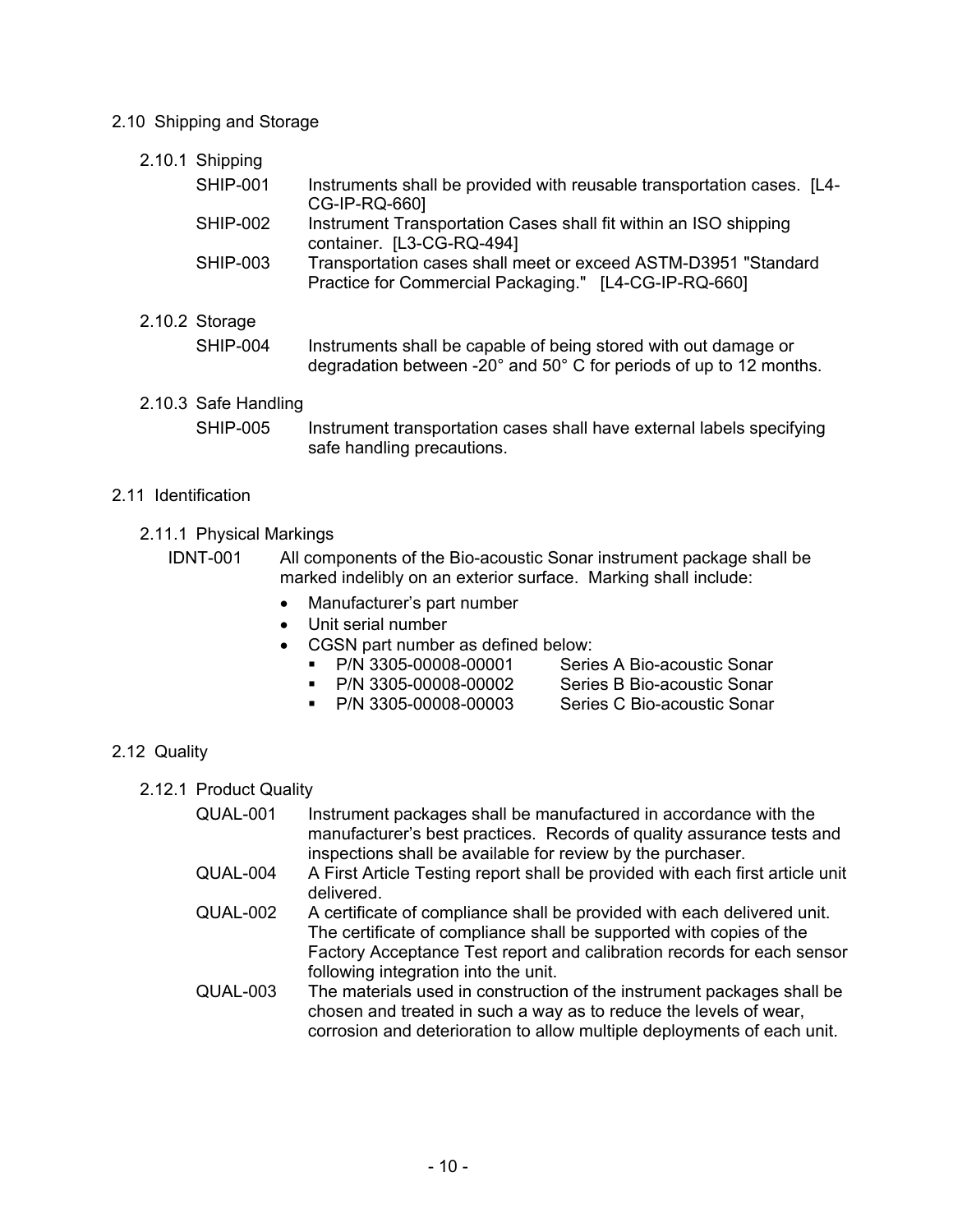## 2.10 Shipping and Storage

### 2.10.1 Shipping

SHIP-001 Instruments shall be provided with reusable transportation cases. [L4-CG-IP-RQ-660]

SHIP-002 Instrument Transportation Cases shall fit within an ISO shipping container. [L3-CG-RQ-494]

SHIP-003 Transportation cases shall meet or exceed ASTM-D3951 "Standard Practice for Commercial Packaging." [L4-CG-IP-RQ-660]

### 2.10.2 Storage

SHIP-004 Instruments shall be capable of being stored with out damage or degradation between -20° and 50° C for periods of up to 12 months.

### 2.10.3 Safe Handling

SHIP-005 Instrument transportation cases shall have external labels specifying safe handling precautions.

## 2.11 Identification

### 2.11.1 Physical Markings

IDNT-001 All components of the Bio-acoustic Sonar instrument package shall be marked indelibly on an exterior surface. Marking shall include:

- Manufacturer's part number
- Unit serial number
- CGSN part number as defined below:
  - P/N 3305-00008-00001 Series A Bio-acoustic Sonar
  - P/N 3305-00008-00002 Series B Bio-acoustic Sonar
  - P/N 3305-00008-00003 Series C Bio-acoustic Sonar

## 2.12 Quality

### 2.12.1 Product Quality

QUAL-001 Instrument packages shall be manufactured in accordance with the manufacturer's best practices. Records of quality assurance tests and inspections shall be available for review by the purchaser.

QUAL-004 A First Article Testing report shall be provided with each first article unit delivered.

QUAL-002 A certificate of compliance shall be provided with each delivered unit. The certificate of compliance shall be supported with copies of the Factory Acceptance Test report and calibration records for each sensor following integration into the unit.

QUAL-003 The materials used in construction of the instrument packages shall be chosen and treated in such a way as to reduce the levels of wear, corrosion and deterioration to allow multiple deployments of each unit.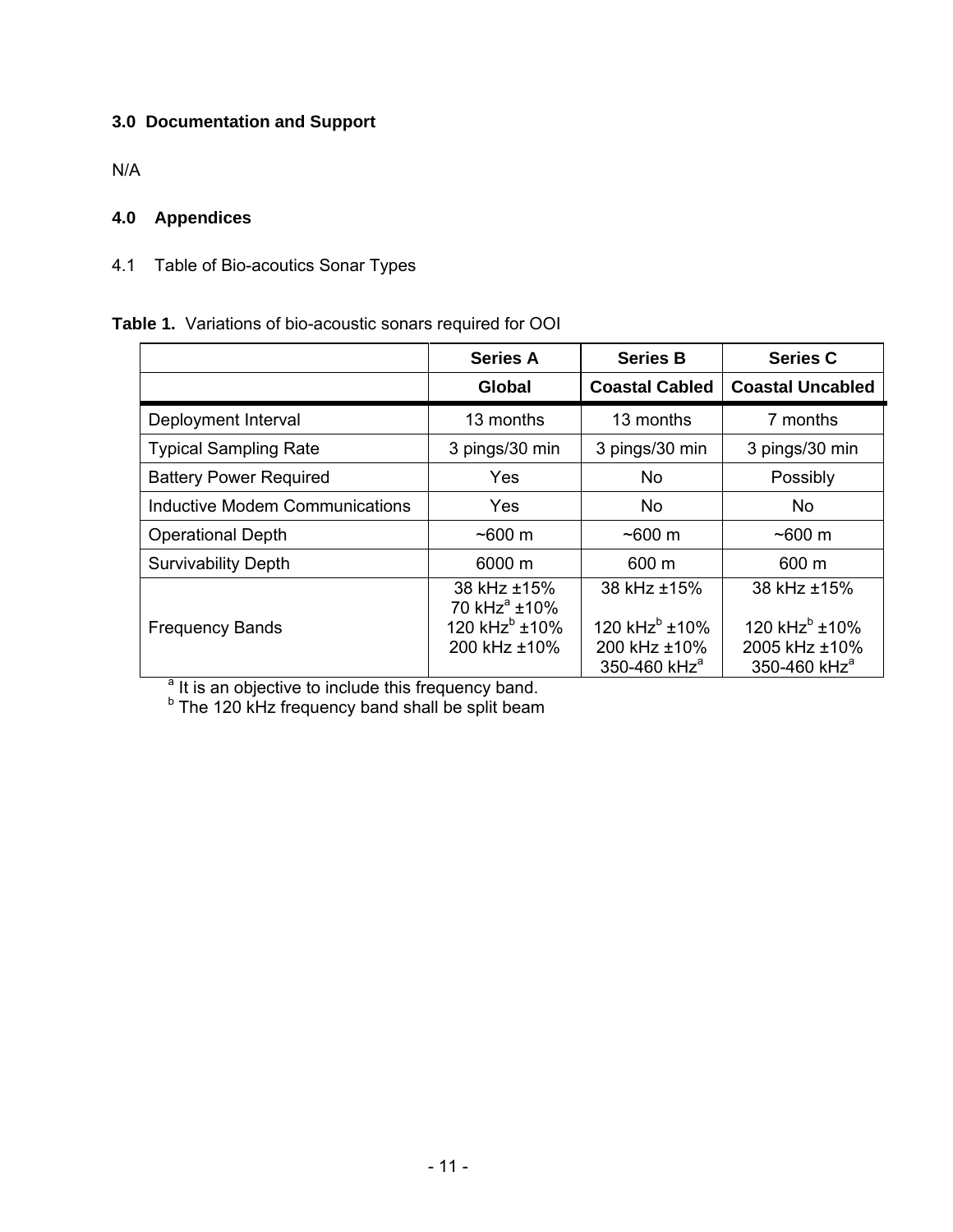## 3.0 Documentation and Support

N/A

## 4.0 Appendices

4.1 Table of Bio-acoutics Sonar Types

**Table 1.** Variations of bio-acoustic sonars required for OOI

| | Series A | Series B | Series C |
|---|---|---|---|
| | **Global** | **Coastal Cabled** | **Coastal Uncabled** |
| Deployment Interval | 13 months | 13 months | 7 months |
| Typical Sampling Rate | 3 pings/30 min | 3 pings/30 min | 3 pings/30 min |
| Battery Power Required | Yes | No | Possibly |
| Inductive Modem Communications | Yes | No | No |
| Operational Depth | ~600 m | ~600 m | ~600 m |
| Survivability Depth | 6000 m | 600 m | 600 m |
| Frequency Bands | 38 kHz ±15%<br>70 kHz[a] ±10%<br>120 kHz[b] ±10%<br>200 kHz ±10% | 38 kHz ±15%<br><br>120 kHz[b] ±10%<br>200 kHz ±10%<br>350-460 kHz[a] | 38 kHz ±15%<br><br>120 kHz[b] ±10%<br>2005 kHz ±10%<br>350-460 kHz[a] |

[a] It is an objective to include this frequency band.
[b] The 120 kHz frequency band shall be split beam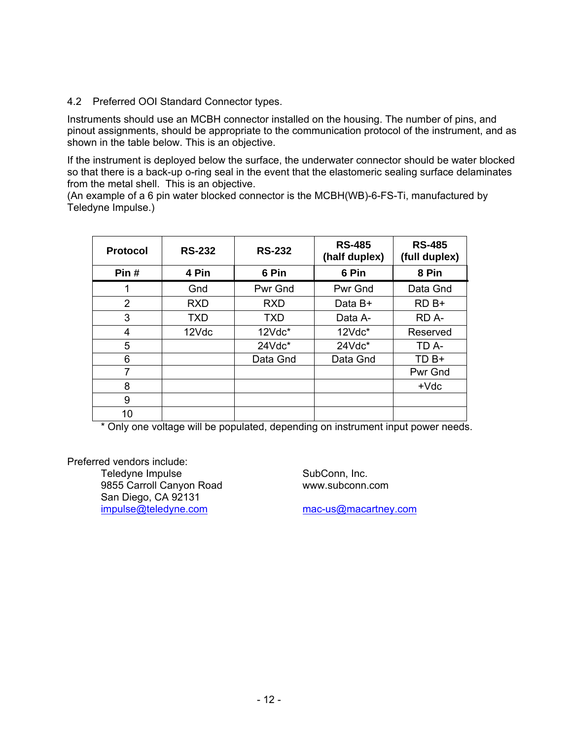4.2 Preferred OOI Standard Connector types.

Instruments should use an MCBH connector installed on the housing. The number of pins, and pinout assignments, should be appropriate to the communication protocol of the instrument, and as shown in the table below. This is an objective.

If the instrument is deployed below the surface, the underwater connector should be water blocked so that there is a back-up o-ring seal in the event that the elastomeric sealing surface delaminates from the metal shell. This is an objective.
(An example of a 6 pin water blocked connector is the MCBH(WB)-6-FS-Ti, manufactured by Teledyne Impulse.)

| **Protocol** | **RS-232** | **RS-232** | **RS-485 (half duplex)** | **RS-485 (full duplex)** |
|---|---|---|---|---|
| **Pin #** | **4 Pin** | **6 Pin** | **6 Pin** | **8 Pin** |
| 1 | Gnd | Pwr Gnd | Pwr Gnd | Data Gnd |
| 2 | RXD | RXD | Data B+ | RD B+ |
| 3 | TXD | TXD | Data A- | RD A- |
| 4 | 12Vdc | 12Vdc* | 12Vdc* | Reserved |
| 5 | | 24Vdc* | 24Vdc* | TD A- |
| 6 | | Data Gnd | Data Gnd | TD B+ |
| 7 | | | | Pwr Gnd |
| 8 | | | | +Vdc |
| 9 | | | | |
| 10 | | | | |

\* Only one voltage will be populated, depending on instrument input power needs.

Preferred vendors include:

Teledyne Impulse
9855 Carroll Canyon Road
San Diego, CA 92131
impulse@teledyne.com

SubConn, Inc.
www.subconn.com

mac-us@macartney.com